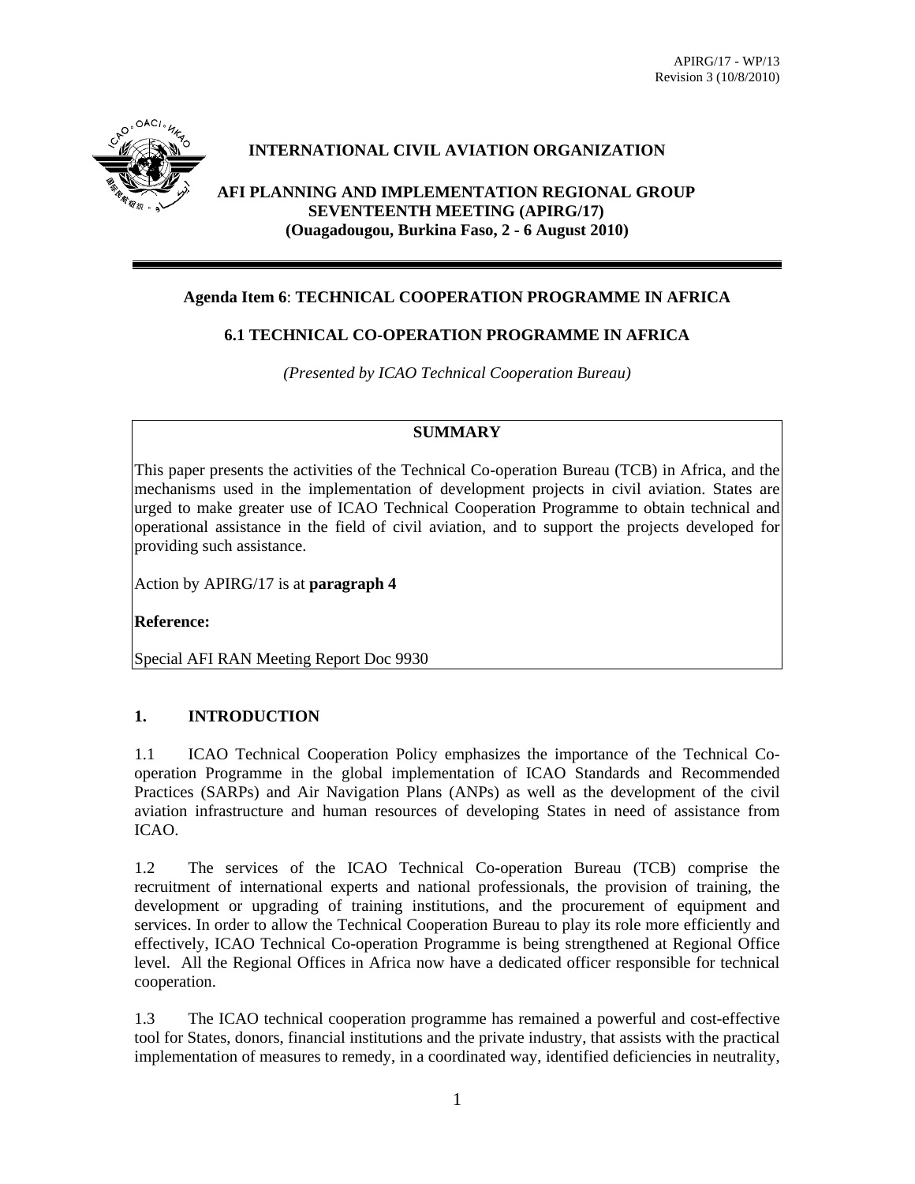APIRG/17 - WP/13
Revision 3 (10/8/2010)

**INTERNATIONAL CIVIL AVIATION ORGANIZATION**

**AFI PLANNING AND IMPLEMENTATION REGIONAL GROUP SEVENTEENTH MEETING (APIRG/17) (Ouagadougou, Burkina Faso, 2 - 6 August 2010)**

---

**Agenda Item 6**: **TECHNICAL COOPERATION PROGRAMME IN AFRICA**

**6.1 TECHNICAL CO-OPERATION PROGRAMME IN AFRICA**

*(Presented by ICAO Technical Cooperation Bureau)*

| **SUMMARY** |
|---|
| This paper presents the activities of the Technical Co-operation Bureau (TCB) in Africa, and the mechanisms used in the implementation of development projects in civil aviation. States are urged to make greater use of ICAO Technical Cooperation Programme to obtain technical and operational assistance in the field of civil aviation, and to support the projects developed for providing such assistance. |
| Action by APIRG/17 is at **paragraph 4** |
| **Reference:** |
| Special AFI RAN Meeting Report Doc 9930 |

## 1. INTRODUCTION

1.1 ICAO Technical Cooperation Policy emphasizes the importance of the Technical Co-operation Programme in the global implementation of ICAO Standards and Recommended Practices (SARPs) and Air Navigation Plans (ANPs) as well as the development of the civil aviation infrastructure and human resources of developing States in need of assistance from ICAO.

1.2 The services of the ICAO Technical Co-operation Bureau (TCB) comprise the recruitment of international experts and national professionals, the provision of training, the development or upgrading of training institutions, and the procurement of equipment and services. In order to allow the Technical Cooperation Bureau to play its role more efficiently and effectively, ICAO Technical Co-operation Programme is being strengthened at Regional Office level. All the Regional Offices in Africa now have a dedicated officer responsible for technical cooperation.

1.3 The ICAO technical cooperation programme has remained a powerful and cost-effective tool for States, donors, financial institutions and the private industry, that assists with the practical implementation of measures to remedy, in a coordinated way, identified deficiencies in neutrality,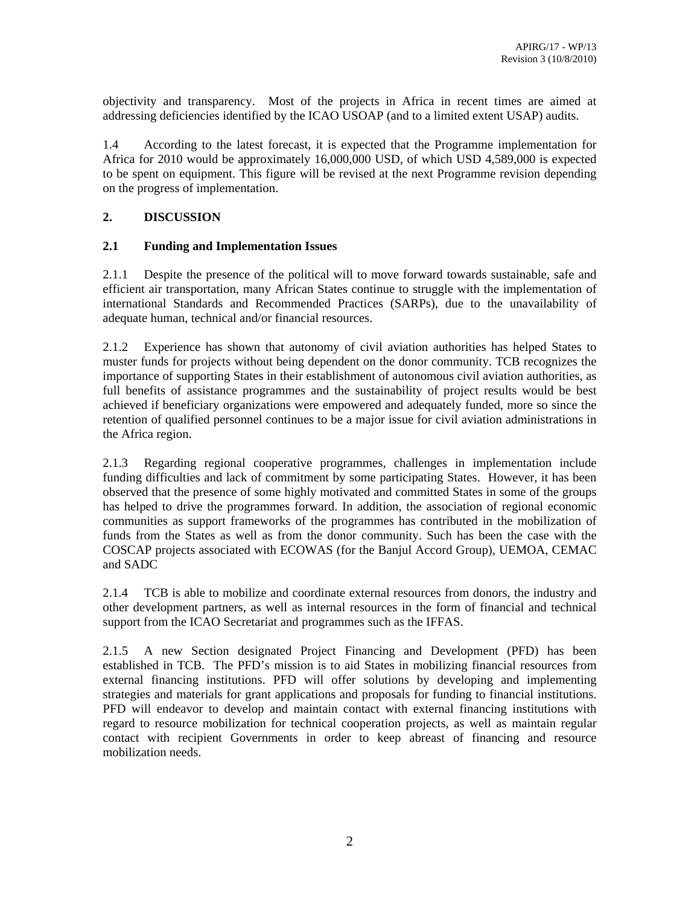objectivity and transparency. Most of the projects in Africa in recent times are aimed at addressing deficiencies identified by the ICAO USOAP (and to a limited extent USAP) audits.

1.4 According to the latest forecast, it is expected that the Programme implementation for Africa for 2010 would be approximately 16,000,000 USD, of which USD 4,589,000 is expected to be spent on equipment. This figure will be revised at the next Programme revision depending on the progress of implementation.

## 2. DISCUSSION

### 2.1 Funding and Implementation Issues

2.1.1 Despite the presence of the political will to move forward towards sustainable, safe and efficient air transportation, many African States continue to struggle with the implementation of international Standards and Recommended Practices (SARPs), due to the unavailability of adequate human, technical and/or financial resources.

2.1.2 Experience has shown that autonomy of civil aviation authorities has helped States to muster funds for projects without being dependent on the donor community. TCB recognizes the importance of supporting States in their establishment of autonomous civil aviation authorities, as full benefits of assistance programmes and the sustainability of project results would be best achieved if beneficiary organizations were empowered and adequately funded, more so since the retention of qualified personnel continues to be a major issue for civil aviation administrations in the Africa region.

2.1.3 Regarding regional cooperative programmes, challenges in implementation include funding difficulties and lack of commitment by some participating States. However, it has been observed that the presence of some highly motivated and committed States in some of the groups has helped to drive the programmes forward. In addition, the association of regional economic communities as support frameworks of the programmes has contributed in the mobilization of funds from the States as well as from the donor community. Such has been the case with the COSCAP projects associated with ECOWAS (for the Banjul Accord Group), UEMOA, CEMAC and SADC

2.1.4 TCB is able to mobilize and coordinate external resources from donors, the industry and other development partners, as well as internal resources in the form of financial and technical support from the ICAO Secretariat and programmes such as the IFFAS.

2.1.5 A new Section designated Project Financing and Development (PFD) has been established in TCB. The PFD's mission is to aid States in mobilizing financial resources from external financing institutions. PFD will offer solutions by developing and implementing strategies and materials for grant applications and proposals for funding to financial institutions. PFD will endeavor to develop and maintain contact with external financing institutions with regard to resource mobilization for technical cooperation projects, as well as maintain regular contact with recipient Governments in order to keep abreast of financing and resource mobilization needs.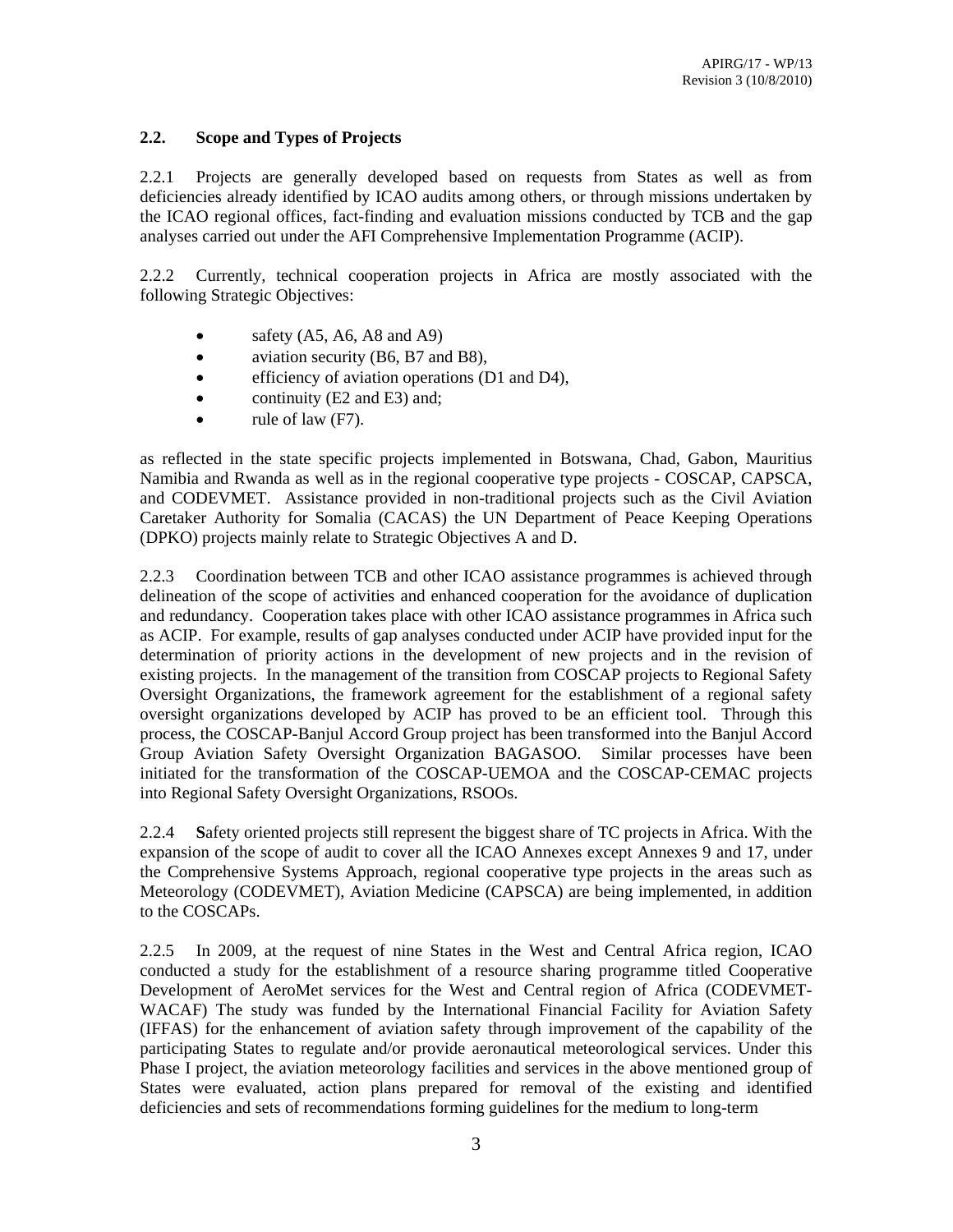### 2.2. Scope and Types of Projects

2.2.1 Projects are generally developed based on requests from States as well as from deficiencies already identified by ICAO audits among others, or through missions undertaken by the ICAO regional offices, fact-finding and evaluation missions conducted by TCB and the gap analyses carried out under the AFI Comprehensive Implementation Programme (ACIP).

2.2.2 Currently, technical cooperation projects in Africa are mostly associated with the following Strategic Objectives:

- safety (A5, A6, A8 and A9)
- aviation security (B6, B7 and B8),
- efficiency of aviation operations (D1 and D4),
- continuity (E2 and E3) and;
- rule of law (F7).

as reflected in the state specific projects implemented in Botswana, Chad, Gabon, Mauritius Namibia and Rwanda as well as in the regional cooperative type projects - COSCAP, CAPSCA, and CODEVMET. Assistance provided in non-traditional projects such as the Civil Aviation Caretaker Authority for Somalia (CACAS) the UN Department of Peace Keeping Operations (DPKO) projects mainly relate to Strategic Objectives A and D.

2.2.3 Coordination between TCB and other ICAO assistance programmes is achieved through delineation of the scope of activities and enhanced cooperation for the avoidance of duplication and redundancy. Cooperation takes place with other ICAO assistance programmes in Africa such as ACIP. For example, results of gap analyses conducted under ACIP have provided input for the determination of priority actions in the development of new projects and in the revision of existing projects. In the management of the transition from COSCAP projects to Regional Safety Oversight Organizations, the framework agreement for the establishment of a regional safety oversight organizations developed by ACIP has proved to be an efficient tool. Through this process, the COSCAP-Banjul Accord Group project has been transformed into the Banjul Accord Group Aviation Safety Oversight Organization BAGASOO. Similar processes have been initiated for the transformation of the COSCAP-UEMOA and the COSCAP-CEMAC projects into Regional Safety Oversight Organizations, RSOOs.

2.2.4 **S**afety oriented projects still represent the biggest share of TC projects in Africa. With the expansion of the scope of audit to cover all the ICAO Annexes except Annexes 9 and 17, under the Comprehensive Systems Approach, regional cooperative type projects in the areas such as Meteorology (CODEVMET), Aviation Medicine (CAPSCA) are being implemented, in addition to the COSCAPs.

2.2.5 In 2009, at the request of nine States in the West and Central Africa region, ICAO conducted a study for the establishment of a resource sharing programme titled Cooperative Development of AeroMet services for the West and Central region of Africa (CODEVMET-WACAF) The study was funded by the International Financial Facility for Aviation Safety (IFFAS) for the enhancement of aviation safety through improvement of the capability of the participating States to regulate and/or provide aeronautical meteorological services. Under this Phase I project, the aviation meteorology facilities and services in the above mentioned group of States were evaluated, action plans prepared for removal of the existing and identified deficiencies and sets of recommendations forming guidelines for the medium to long-term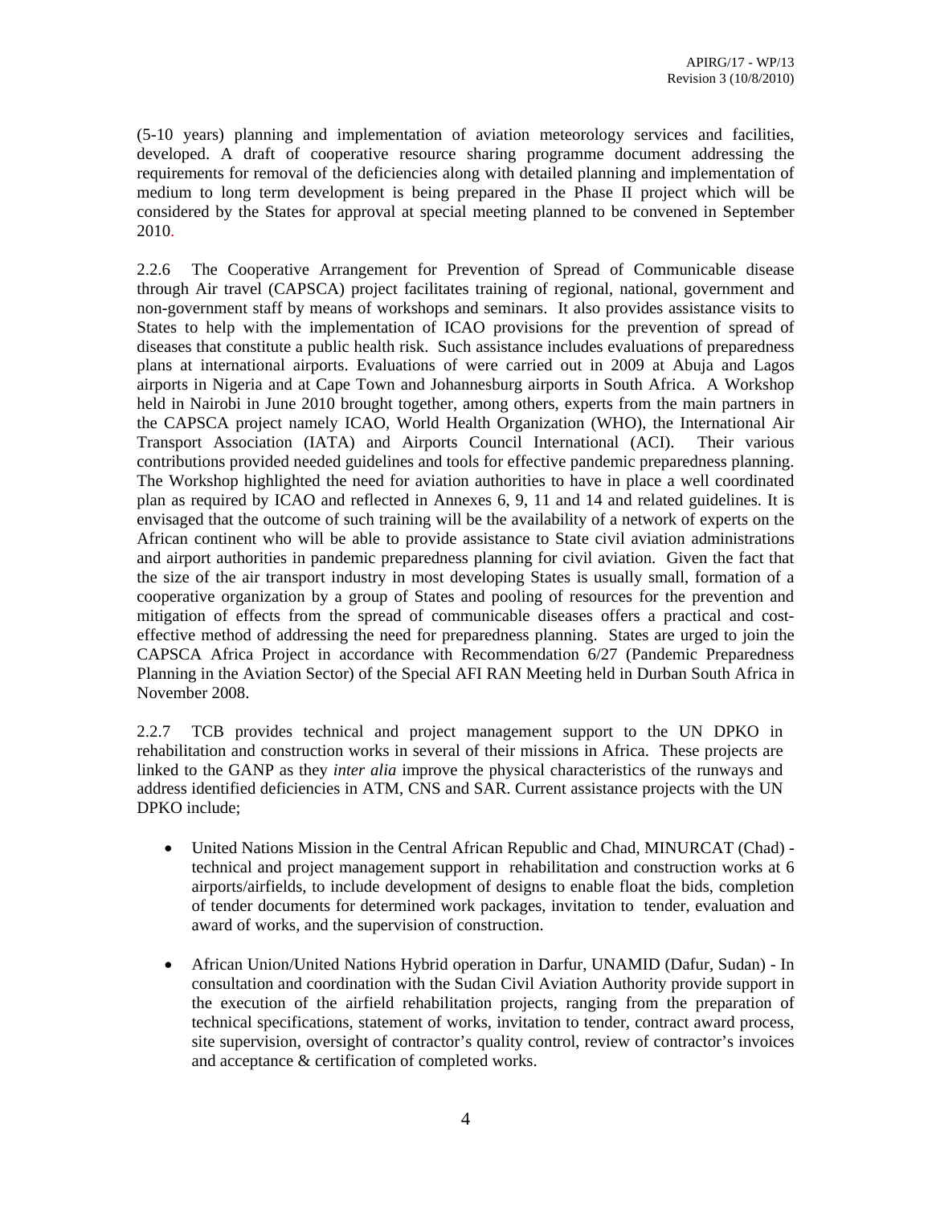(5-10 years) planning and implementation of aviation meteorology services and facilities, developed. A draft of cooperative resource sharing programme document addressing the requirements for removal of the deficiencies along with detailed planning and implementation of medium to long term development is being prepared in the Phase II project which will be considered by the States for approval at special meeting planned to be convened in September 2010.

2.2.6 The Cooperative Arrangement for Prevention of Spread of Communicable disease through Air travel (CAPSCA) project facilitates training of regional, national, government and non-government staff by means of workshops and seminars. It also provides assistance visits to States to help with the implementation of ICAO provisions for the prevention of spread of diseases that constitute a public health risk. Such assistance includes evaluations of preparedness plans at international airports. Evaluations of were carried out in 2009 at Abuja and Lagos airports in Nigeria and at Cape Town and Johannesburg airports in South Africa. A Workshop held in Nairobi in June 2010 brought together, among others, experts from the main partners in the CAPSCA project namely ICAO, World Health Organization (WHO), the International Air Transport Association (IATA) and Airports Council International (ACI). Their various contributions provided needed guidelines and tools for effective pandemic preparedness planning. The Workshop highlighted the need for aviation authorities to have in place a well coordinated plan as required by ICAO and reflected in Annexes 6, 9, 11 and 14 and related guidelines. It is envisaged that the outcome of such training will be the availability of a network of experts on the African continent who will be able to provide assistance to State civil aviation administrations and airport authorities in pandemic preparedness planning for civil aviation. Given the fact that the size of the air transport industry in most developing States is usually small, formation of a cooperative organization by a group of States and pooling of resources for the prevention and mitigation of effects from the spread of communicable diseases offers a practical and cost-effective method of addressing the need for preparedness planning. States are urged to join the CAPSCA Africa Project in accordance with Recommendation 6/27 (Pandemic Preparedness Planning in the Aviation Sector) of the Special AFI RAN Meeting held in Durban South Africa in November 2008.

2.2.7 TCB provides technical and project management support to the UN DPKO in rehabilitation and construction works in several of their missions in Africa. These projects are linked to the GANP as they *inter alia* improve the physical characteristics of the runways and address identified deficiencies in ATM, CNS and SAR. Current assistance projects with the UN DPKO include;

- United Nations Mission in the Central African Republic and Chad, MINURCAT (Chad) - technical and project management support in rehabilitation and construction works at 6 airports/airfields, to include development of designs to enable float the bids, completion of tender documents for determined work packages, invitation to tender, evaluation and award of works, and the supervision of construction.

- African Union/United Nations Hybrid operation in Darfur, UNAMID (Dafur, Sudan) - In consultation and coordination with the Sudan Civil Aviation Authority provide support in the execution of the airfield rehabilitation projects, ranging from the preparation of technical specifications, statement of works, invitation to tender, contract award process, site supervision, oversight of contractor's quality control, review of contractor's invoices and acceptance & certification of completed works.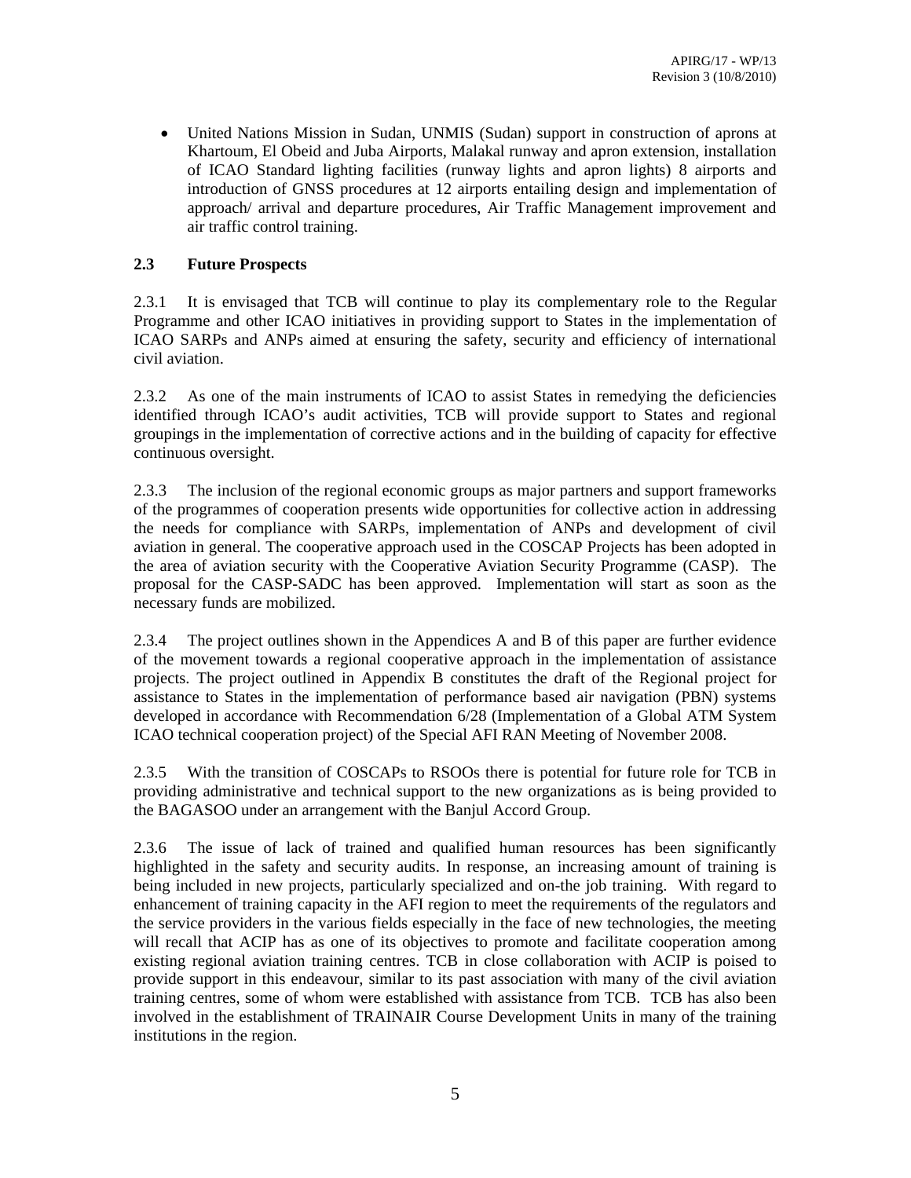- United Nations Mission in Sudan, UNMIS (Sudan) support in construction of aprons at Khartoum, El Obeid and Juba Airports, Malakal runway and apron extension, installation of ICAO Standard lighting facilities (runway lights and apron lights) 8 airports and introduction of GNSS procedures at 12 airports entailing design and implementation of approach/ arrival and departure procedures, Air Traffic Management improvement and air traffic control training.

### 2.3 Future Prospects

2.3.1 It is envisaged that TCB will continue to play its complementary role to the Regular Programme and other ICAO initiatives in providing support to States in the implementation of ICAO SARPs and ANPs aimed at ensuring the safety, security and efficiency of international civil aviation.

2.3.2 As one of the main instruments of ICAO to assist States in remedying the deficiencies identified through ICAO's audit activities, TCB will provide support to States and regional groupings in the implementation of corrective actions and in the building of capacity for effective continuous oversight.

2.3.3 The inclusion of the regional economic groups as major partners and support frameworks of the programmes of cooperation presents wide opportunities for collective action in addressing the needs for compliance with SARPs, implementation of ANPs and development of civil aviation in general. The cooperative approach used in the COSCAP Projects has been adopted in the area of aviation security with the Cooperative Aviation Security Programme (CASP). The proposal for the CASP-SADC has been approved. Implementation will start as soon as the necessary funds are mobilized.

2.3.4 The project outlines shown in the Appendices A and B of this paper are further evidence of the movement towards a regional cooperative approach in the implementation of assistance projects. The project outlined in Appendix B constitutes the draft of the Regional project for assistance to States in the implementation of performance based air navigation (PBN) systems developed in accordance with Recommendation 6/28 (Implementation of a Global ATM System ICAO technical cooperation project) of the Special AFI RAN Meeting of November 2008.

2.3.5 With the transition of COSCAPs to RSOOs there is potential for future role for TCB in providing administrative and technical support to the new organizations as is being provided to the BAGASOO under an arrangement with the Banjul Accord Group.

2.3.6 The issue of lack of trained and qualified human resources has been significantly highlighted in the safety and security audits. In response, an increasing amount of training is being included in new projects, particularly specialized and on-the job training. With regard to enhancement of training capacity in the AFI region to meet the requirements of the regulators and the service providers in the various fields especially in the face of new technologies, the meeting will recall that ACIP has as one of its objectives to promote and facilitate cooperation among existing regional aviation training centres. TCB in close collaboration with ACIP is poised to provide support in this endeavour, similar to its past association with many of the civil aviation training centres, some of whom were established with assistance from TCB. TCB has also been involved in the establishment of TRAINAIR Course Development Units in many of the training institutions in the region.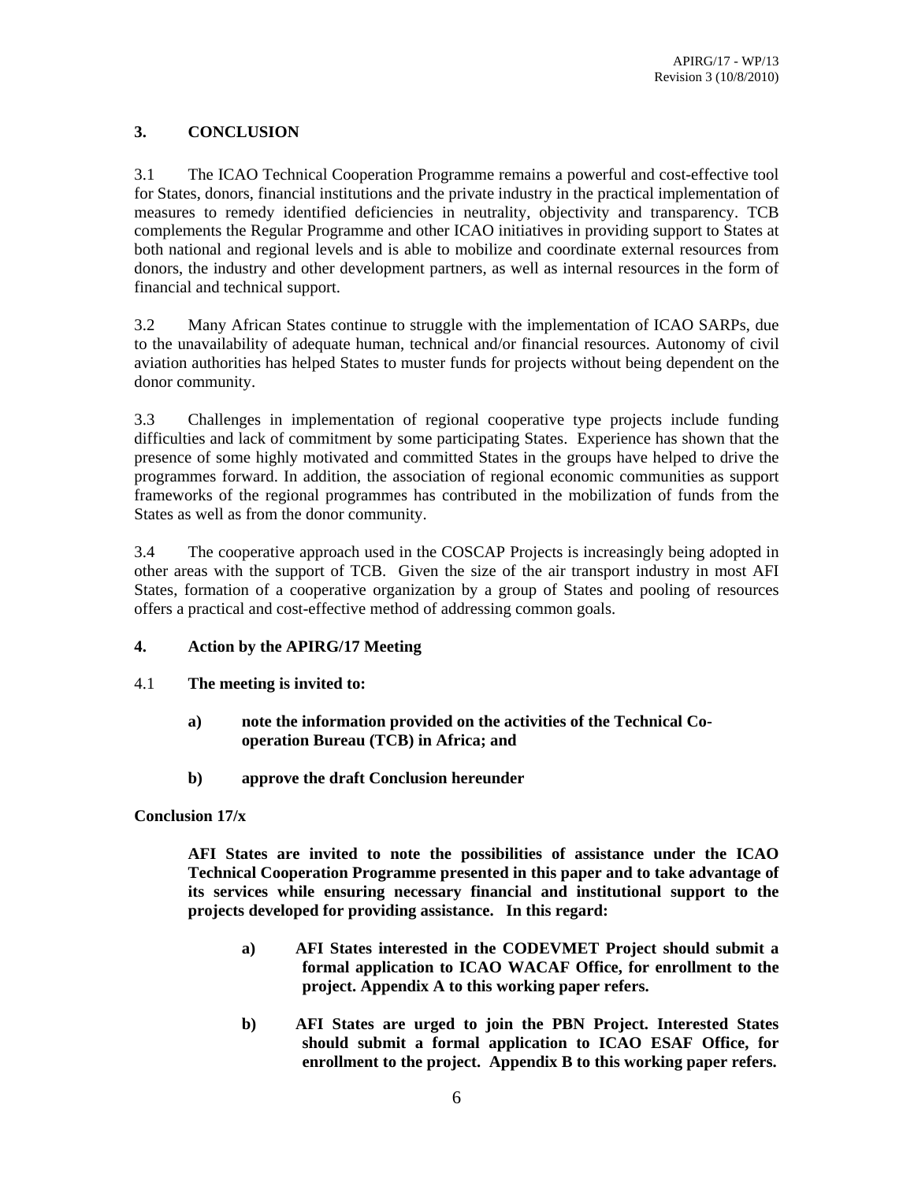## 3. CONCLUSION

3.1 The ICAO Technical Cooperation Programme remains a powerful and cost-effective tool for States, donors, financial institutions and the private industry in the practical implementation of measures to remedy identified deficiencies in neutrality, objectivity and transparency. TCB complements the Regular Programme and other ICAO initiatives in providing support to States at both national and regional levels and is able to mobilize and coordinate external resources from donors, the industry and other development partners, as well as internal resources in the form of financial and technical support.

3.2 Many African States continue to struggle with the implementation of ICAO SARPs, due to the unavailability of adequate human, technical and/or financial resources. Autonomy of civil aviation authorities has helped States to muster funds for projects without being dependent on the donor community.

3.3 Challenges in implementation of regional cooperative type projects include funding difficulties and lack of commitment by some participating States. Experience has shown that the presence of some highly motivated and committed States in the groups have helped to drive the programmes forward. In addition, the association of regional economic communities as support frameworks of the regional programmes has contributed in the mobilization of funds from the States as well as from the donor community.

3.4 The cooperative approach used in the COSCAP Projects is increasingly being adopted in other areas with the support of TCB. Given the size of the air transport industry in most AFI States, formation of a cooperative organization by a group of States and pooling of resources offers a practical and cost-effective method of addressing common goals.

## 4. Action by the APIRG/17 Meeting

4.1 **The meeting is invited to:**

> **a) note the information provided on the activities of the Technical Co-operation Bureau (TCB) in Africa; and**
>
> **b) approve the draft Conclusion hereunder**

**Conclusion 17/x**

> **AFI States are invited to note the possibilities of assistance under the ICAO Technical Cooperation Programme presented in this paper and to take advantage of its services while ensuring necessary financial and institutional support to the projects developed for providing assistance. In this regard:**
>
> **a) AFI States interested in the CODEVMET Project should submit a formal application to ICAO WACAF Office, for enrollment to the project. Appendix A to this working paper refers.**
>
> **b) AFI States are urged to join the PBN Project. Interested States should submit a formal application to ICAO ESAF Office, for enrollment to the project. Appendix B to this working paper refers.**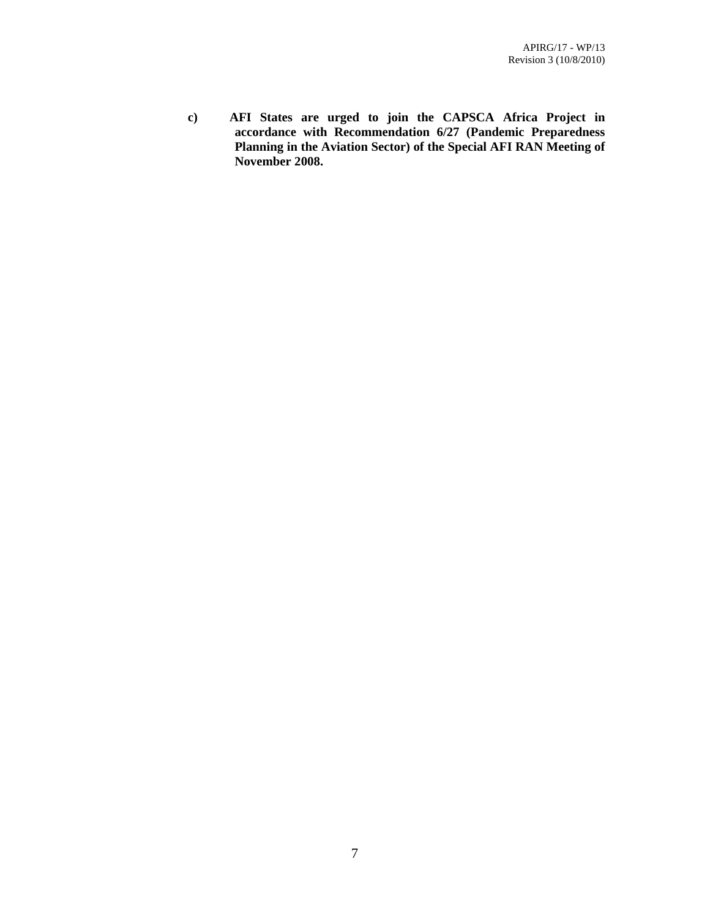**c) AFI States are urged to join the CAPSCA Africa Project in accordance with Recommendation 6/27 (Pandemic Preparedness Planning in the Aviation Sector) of the Special AFI RAN Meeting of November 2008.**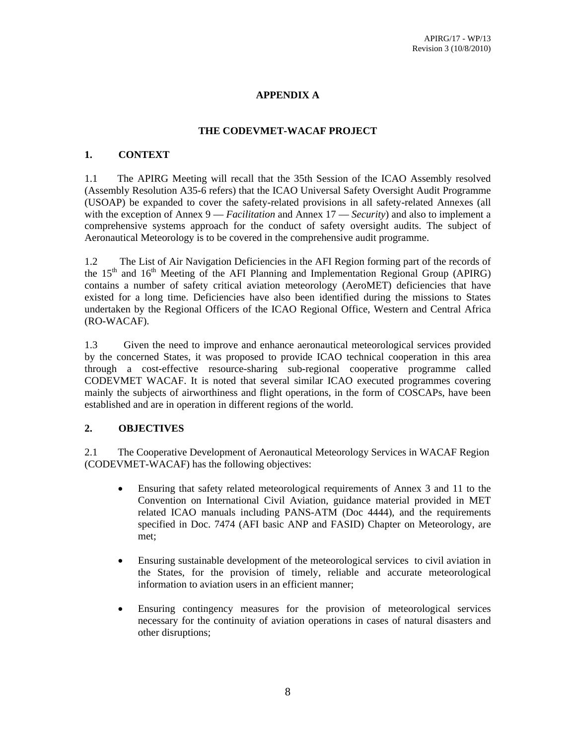## APPENDIX A

## THE CODEVMET-WACAF PROJECT

### 1. CONTEXT

1.1 The APIRG Meeting will recall that the 35th Session of the ICAO Assembly resolved (Assembly Resolution A35-6 refers) that the ICAO Universal Safety Oversight Audit Programme (USOAP) be expanded to cover the safety-related provisions in all safety-related Annexes (all with the exception of Annex 9 — *Facilitation* and Annex 17 — *Security*) and also to implement a comprehensive systems approach for the conduct of safety oversight audits. The subject of Aeronautical Meteorology is to be covered in the comprehensive audit programme.

1.2 The List of Air Navigation Deficiencies in the AFI Region forming part of the records of the 15th and 16th Meeting of the AFI Planning and Implementation Regional Group (APIRG) contains a number of safety critical aviation meteorology (AeroMET) deficiencies that have existed for a long time. Deficiencies have also been identified during the missions to States undertaken by the Regional Officers of the ICAO Regional Office, Western and Central Africa (RO-WACAF).

1.3 Given the need to improve and enhance aeronautical meteorological services provided by the concerned States, it was proposed to provide ICAO technical cooperation in this area through a cost-effective resource-sharing sub-regional cooperative programme called CODEVMET WACAF. It is noted that several similar ICAO executed programmes covering mainly the subjects of airworthiness and flight operations, in the form of COSCAPs, have been established and are in operation in different regions of the world.

### 2. OBJECTIVES

2.1 The Cooperative Development of Aeronautical Meteorology Services in WACAF Region (CODEVMET-WACAF) has the following objectives:

- Ensuring that safety related meteorological requirements of Annex 3 and 11 to the Convention on International Civil Aviation, guidance material provided in MET related ICAO manuals including PANS-ATM (Doc 4444), and the requirements specified in Doc. 7474 (AFI basic ANP and FASID) Chapter on Meteorology, are met;
- Ensuring sustainable development of the meteorological services to civil aviation in the States, for the provision of timely, reliable and accurate meteorological information to aviation users in an efficient manner;
- Ensuring contingency measures for the provision of meteorological services necessary for the continuity of aviation operations in cases of natural disasters and other disruptions;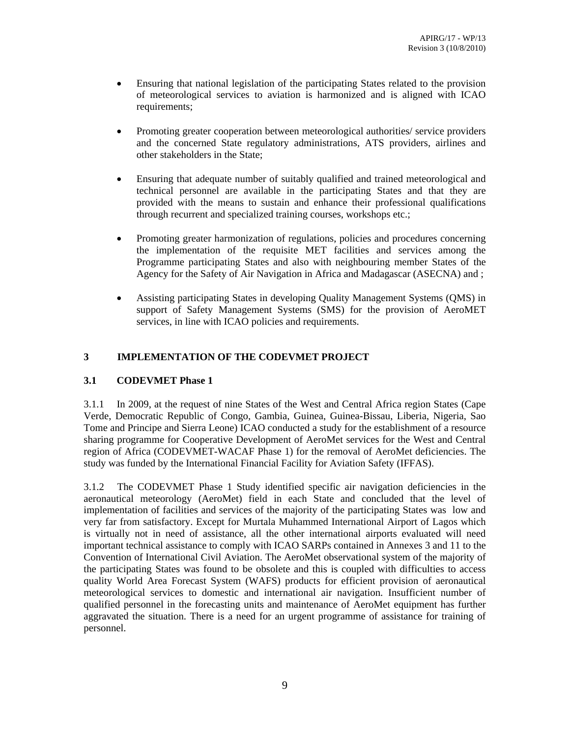- Ensuring that national legislation of the participating States related to the provision of meteorological services to aviation is harmonized and is aligned with ICAO requirements;

- Promoting greater cooperation between meteorological authorities/ service providers and the concerned State regulatory administrations, ATS providers, airlines and other stakeholders in the State;

- Ensuring that adequate number of suitably qualified and trained meteorological and technical personnel are available in the participating States and that they are provided with the means to sustain and enhance their professional qualifications through recurrent and specialized training courses, workshops etc.;

- Promoting greater harmonization of regulations, policies and procedures concerning the implementation of the requisite MET facilities and services among the Programme participating States and also with neighbouring member States of the Agency for the Safety of Air Navigation in Africa and Madagascar (ASECNA) and ;

- Assisting participating States in developing Quality Management Systems (QMS) in support of Safety Management Systems (SMS) for the provision of AeroMET services, in line with ICAO policies and requirements.

## 3 IMPLEMENTATION OF THE CODEVMET PROJECT

### 3.1 CODEVMET Phase 1

3.1.1 In 2009, at the request of nine States of the West and Central Africa region States (Cape Verde, Democratic Republic of Congo, Gambia, Guinea, Guinea-Bissau, Liberia, Nigeria, Sao Tome and Principe and Sierra Leone) ICAO conducted a study for the establishment of a resource sharing programme for Cooperative Development of AeroMet services for the West and Central region of Africa (CODEVMET-WACAF Phase 1) for the removal of AeroMet deficiencies. The study was funded by the International Financial Facility for Aviation Safety (IFFAS).

3.1.2 The CODEVMET Phase 1 Study identified specific air navigation deficiencies in the aeronautical meteorology (AeroMet) field in each State and concluded that the level of implementation of facilities and services of the majority of the participating States was low and very far from satisfactory. Except for Murtala Muhammed International Airport of Lagos which is virtually not in need of assistance, all the other international airports evaluated will need important technical assistance to comply with ICAO SARPs contained in Annexes 3 and 11 to the Convention of International Civil Aviation. The AeroMet observational system of the majority of the participating States was found to be obsolete and this is coupled with difficulties to access quality World Area Forecast System (WAFS) products for efficient provision of aeronautical meteorological services to domestic and international air navigation. Insufficient number of qualified personnel in the forecasting units and maintenance of AeroMet equipment has further aggravated the situation. There is a need for an urgent programme of assistance for training of personnel.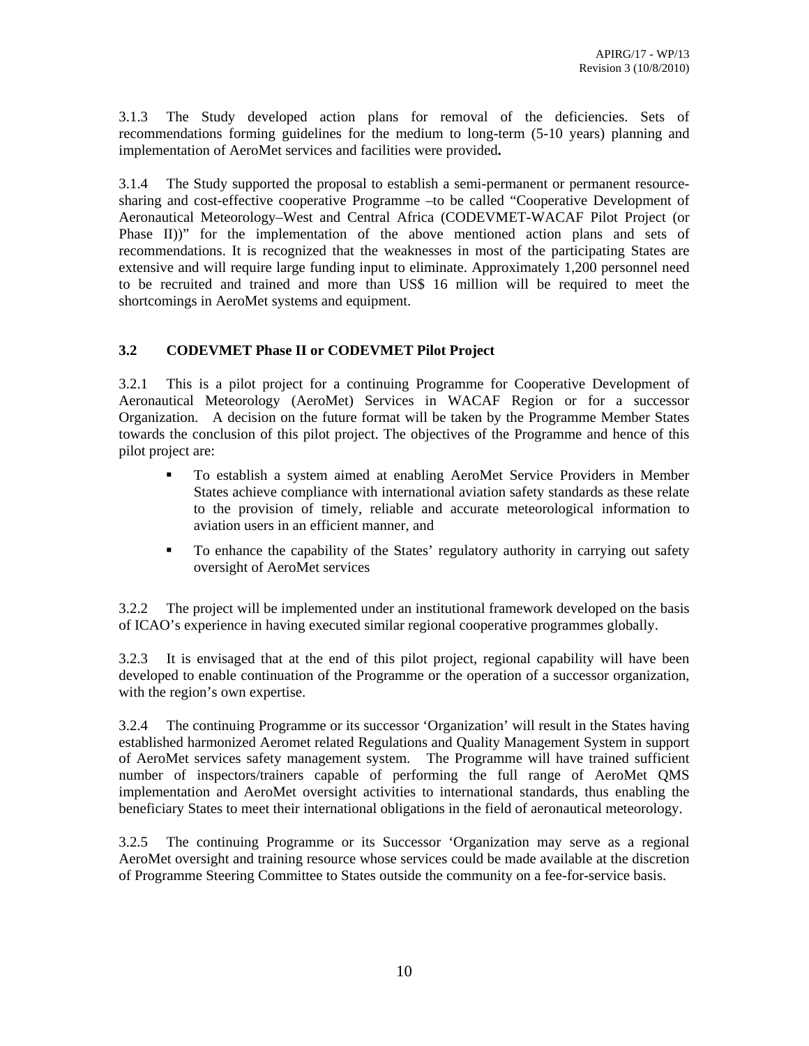3.1.3 The Study developed action plans for removal of the deficiencies. Sets of recommendations forming guidelines for the medium to long-term (5-10 years) planning and implementation of AeroMet services and facilities were provided**.**

3.1.4 The Study supported the proposal to establish a semi-permanent or permanent resource-sharing and cost-effective cooperative Programme –to be called "Cooperative Development of Aeronautical Meteorology–West and Central Africa (CODEVMET-WACAF Pilot Project (or Phase II))" for the implementation of the above mentioned action plans and sets of recommendations. It is recognized that the weaknesses in most of the participating States are extensive and will require large funding input to eliminate. Approximately 1,200 personnel need to be recruited and trained and more than US$ 16 million will be required to meet the shortcomings in AeroMet systems and equipment.

### 3.2 CODEVMET Phase II or CODEVMET Pilot Project

3.2.1 This is a pilot project for a continuing Programme for Cooperative Development of Aeronautical Meteorology (AeroMet) Services in WACAF Region or for a successor Organization. A decision on the future format will be taken by the Programme Member States towards the conclusion of this pilot project. The objectives of the Programme and hence of this pilot project are:

- To establish a system aimed at enabling AeroMet Service Providers in Member States achieve compliance with international aviation safety standards as these relate to the provision of timely, reliable and accurate meteorological information to aviation users in an efficient manner, and
- To enhance the capability of the States' regulatory authority in carrying out safety oversight of AeroMet services

3.2.2 The project will be implemented under an institutional framework developed on the basis of ICAO's experience in having executed similar regional cooperative programmes globally.

3.2.3 It is envisaged that at the end of this pilot project, regional capability will have been developed to enable continuation of the Programme or the operation of a successor organization, with the region's own expertise.

3.2.4 The continuing Programme or its successor 'Organization' will result in the States having established harmonized Aeromet related Regulations and Quality Management System in support of AeroMet services safety management system. The Programme will have trained sufficient number of inspectors/trainers capable of performing the full range of AeroMet QMS implementation and AeroMet oversight activities to international standards, thus enabling the beneficiary States to meet their international obligations in the field of aeronautical meteorology.

3.2.5 The continuing Programme or its Successor 'Organization may serve as a regional AeroMet oversight and training resource whose services could be made available at the discretion of Programme Steering Committee to States outside the community on a fee-for-service basis.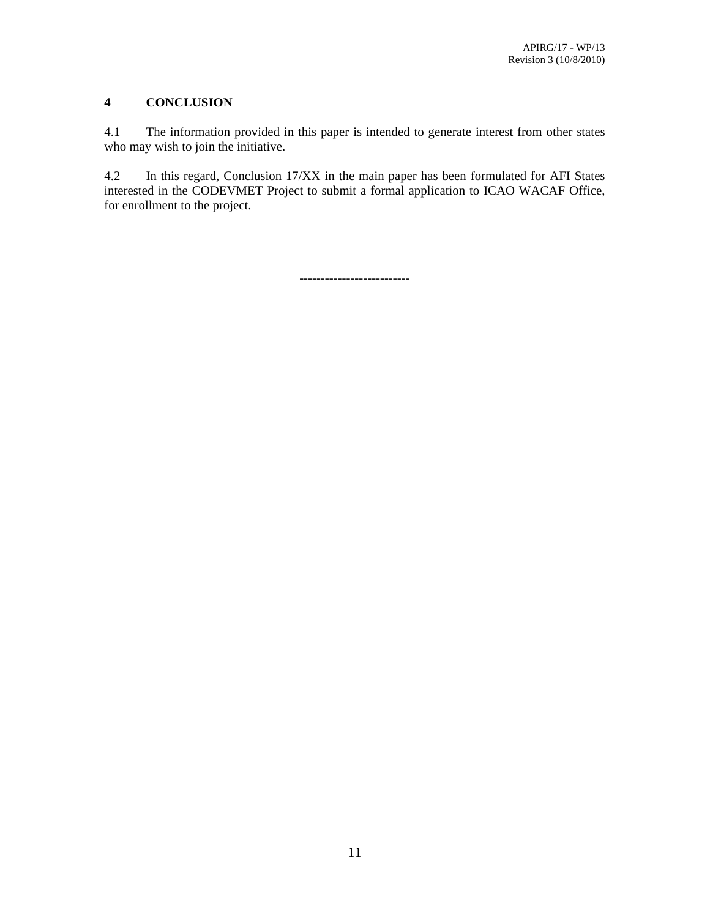## 4 CONCLUSION

4.1 The information provided in this paper is intended to generate interest from other states who may wish to join the initiative.

4.2 In this regard, Conclusion 17/XX in the main paper has been formulated for AFI States interested in the CODEVMET Project to submit a formal application to ICAO WACAF Office, for enrollment to the project.

--------------------------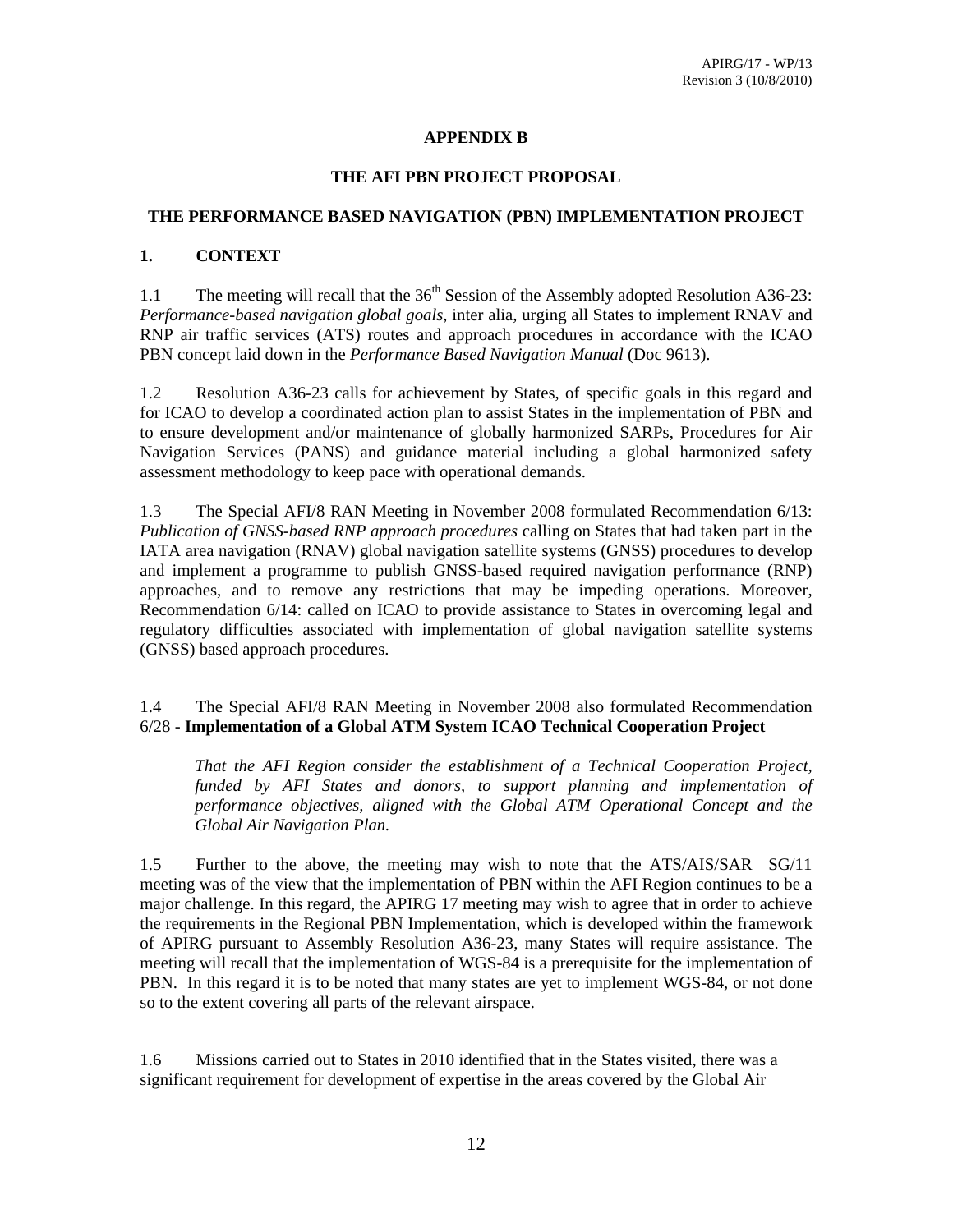**APPENDIX B**

**THE AFI PBN PROJECT PROPOSAL**

**THE PERFORMANCE BASED NAVIGATION (PBN) IMPLEMENTATION PROJECT**

## 1. CONTEXT

1.1 The meeting will recall that the 36th Session of the Assembly adopted Resolution A36-23: *Performance-based navigation global goals*, inter alia, urging all States to implement RNAV and RNP air traffic services (ATS) routes and approach procedures in accordance with the ICAO PBN concept laid down in the *Performance Based Navigation Manual* (Doc 9613).

1.2 Resolution A36-23 calls for achievement by States, of specific goals in this regard and for ICAO to develop a coordinated action plan to assist States in the implementation of PBN and to ensure development and/or maintenance of globally harmonized SARPs, Procedures for Air Navigation Services (PANS) and guidance material including a global harmonized safety assessment methodology to keep pace with operational demands.

1.3 The Special AFI/8 RAN Meeting in November 2008 formulated Recommendation 6/13: *Publication of GNSS-based RNP approach procedures* calling on States that had taken part in the IATA area navigation (RNAV) global navigation satellite systems (GNSS) procedures to develop and implement a programme to publish GNSS-based required navigation performance (RNP) approaches, and to remove any restrictions that may be impeding operations. Moreover, Recommendation 6/14: called on ICAO to provide assistance to States in overcoming legal and regulatory difficulties associated with implementation of global navigation satellite systems (GNSS) based approach procedures.

1.4 The Special AFI/8 RAN Meeting in November 2008 also formulated Recommendation 6/28 - **Implementation of a Global ATM System ICAO Technical Cooperation Project**

> *That the AFI Region consider the establishment of a Technical Cooperation Project, funded by AFI States and donors, to support planning and implementation of performance objectives, aligned with the Global ATM Operational Concept and the Global Air Navigation Plan.*

1.5 Further to the above, the meeting may wish to note that the ATS/AIS/SAR SG/11 meeting was of the view that the implementation of PBN within the AFI Region continues to be a major challenge. In this regard, the APIRG 17 meeting may wish to agree that in order to achieve the requirements in the Regional PBN Implementation, which is developed within the framework of APIRG pursuant to Assembly Resolution A36-23, many States will require assistance. The meeting will recall that the implementation of WGS-84 is a prerequisite for the implementation of PBN. In this regard it is to be noted that many states are yet to implement WGS-84, or not done so to the extent covering all parts of the relevant airspace.

1.6 Missions carried out to States in 2010 identified that in the States visited, there was a significant requirement for development of expertise in the areas covered by the Global Air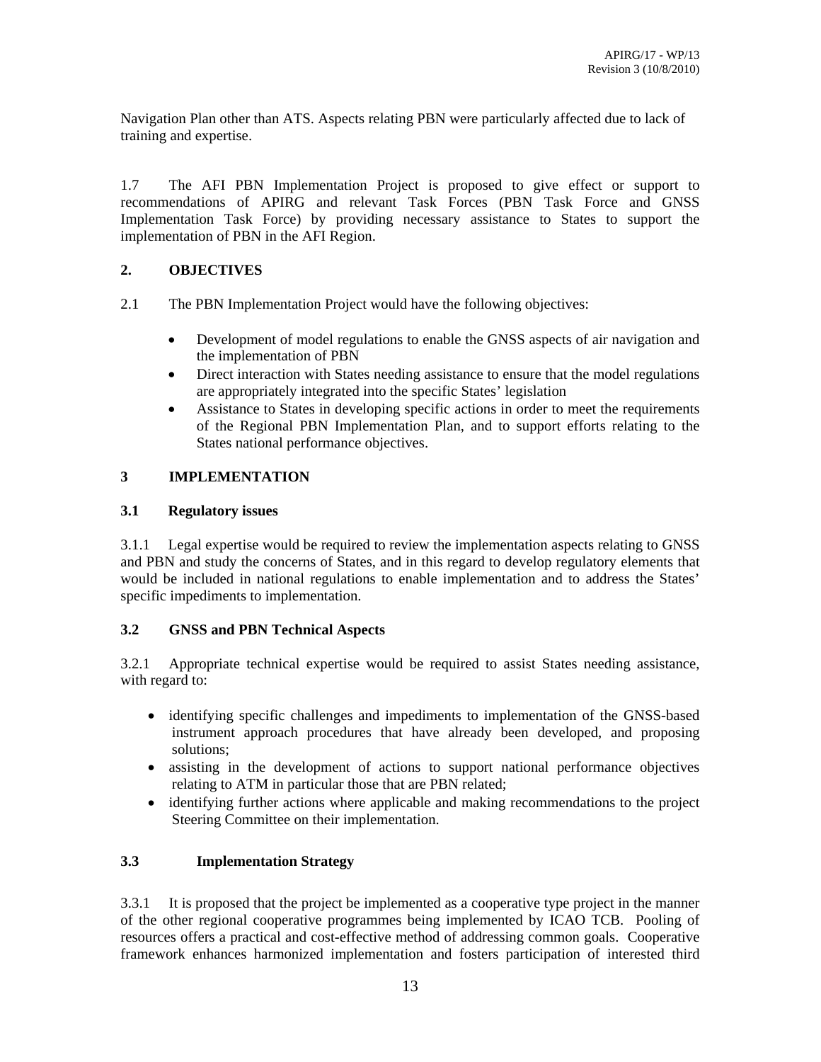Navigation Plan other than ATS. Aspects relating PBN were particularly affected due to lack of training and expertise.

1.7 The AFI PBN Implementation Project is proposed to give effect or support to recommendations of APIRG and relevant Task Forces (PBN Task Force and GNSS Implementation Task Force) by providing necessary assistance to States to support the implementation of PBN in the AFI Region.

## 2. OBJECTIVES

2.1 The PBN Implementation Project would have the following objectives:

- Development of model regulations to enable the GNSS aspects of air navigation and the implementation of PBN
- Direct interaction with States needing assistance to ensure that the model regulations are appropriately integrated into the specific States' legislation
- Assistance to States in developing specific actions in order to meet the requirements of the Regional PBN Implementation Plan, and to support efforts relating to the States national performance objectives.

## 3 IMPLEMENTATION

### 3.1 Regulatory issues

3.1.1 Legal expertise would be required to review the implementation aspects relating to GNSS and PBN and study the concerns of States, and in this regard to develop regulatory elements that would be included in national regulations to enable implementation and to address the States' specific impediments to implementation.

### 3.2 GNSS and PBN Technical Aspects

3.2.1 Appropriate technical expertise would be required to assist States needing assistance, with regard to:

- identifying specific challenges and impediments to implementation of the GNSS-based instrument approach procedures that have already been developed, and proposing solutions;
- assisting in the development of actions to support national performance objectives relating to ATM in particular those that are PBN related;
- identifying further actions where applicable and making recommendations to the project Steering Committee on their implementation.

### 3.3 Implementation Strategy

3.3.1 It is proposed that the project be implemented as a cooperative type project in the manner of the other regional cooperative programmes being implemented by ICAO TCB. Pooling of resources offers a practical and cost-effective method of addressing common goals. Cooperative framework enhances harmonized implementation and fosters participation of interested third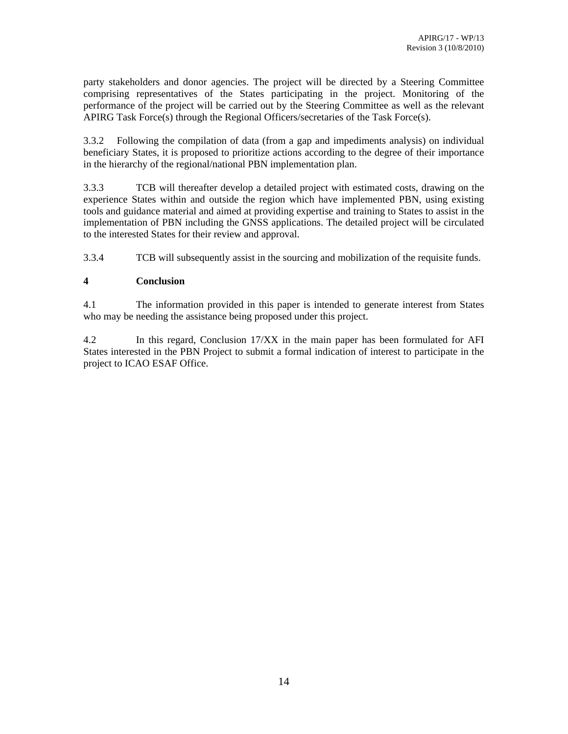party stakeholders and donor agencies. The project will be directed by a Steering Committee comprising representatives of the States participating in the project. Monitoring of the performance of the project will be carried out by the Steering Committee as well as the relevant APIRG Task Force(s) through the Regional Officers/secretaries of the Task Force(s).

3.3.2 Following the compilation of data (from a gap and impediments analysis) on individual beneficiary States, it is proposed to prioritize actions according to the degree of their importance in the hierarchy of the regional/national PBN implementation plan.

3.3.3 TCB will thereafter develop a detailed project with estimated costs, drawing on the experience States within and outside the region which have implemented PBN, using existing tools and guidance material and aimed at providing expertise and training to States to assist in the implementation of PBN including the GNSS applications. The detailed project will be circulated to the interested States for their review and approval.

3.3.4 TCB will subsequently assist in the sourcing and mobilization of the requisite funds.

## 4 Conclusion

4.1 The information provided in this paper is intended to generate interest from States who may be needing the assistance being proposed under this project.

4.2 In this regard, Conclusion 17/XX in the main paper has been formulated for AFI States interested in the PBN Project to submit a formal indication of interest to participate in the project to ICAO ESAF Office.